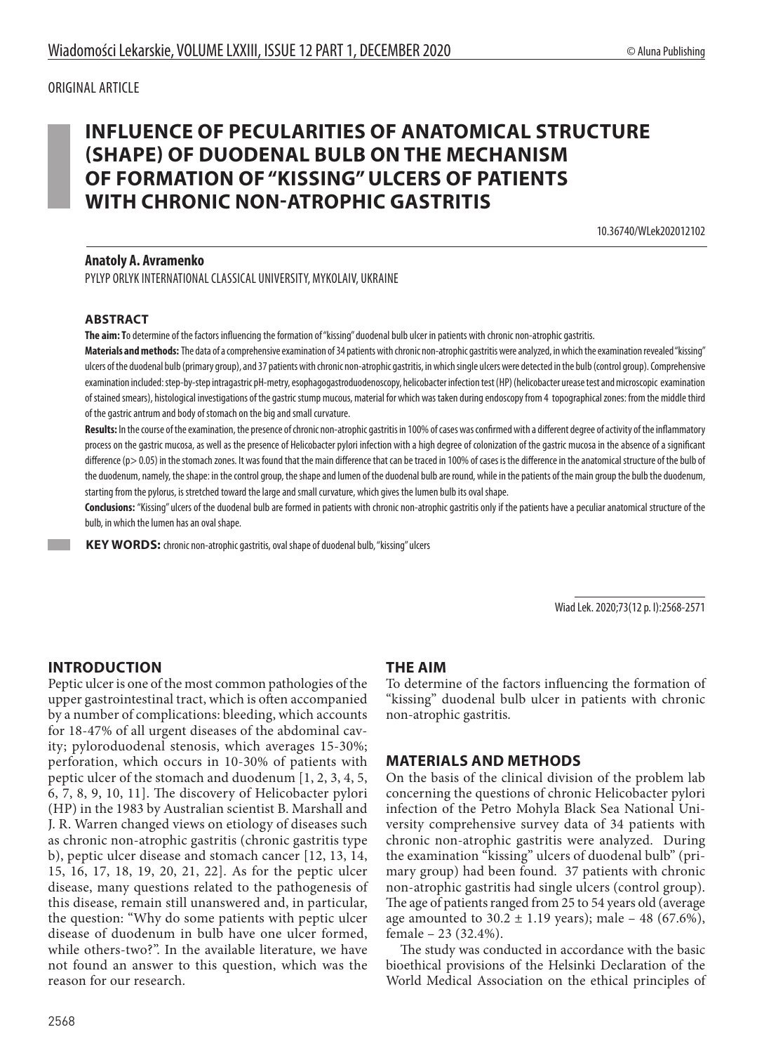ORIGINAL ARTICLE

# INFLUENCE OF PECULARITIES OF ANATOMICAL STRUCTURE (SHAPE) OF DUODENAL BULB ON THE MECHANISM OF FORMATION OF "KISSING" ULCERS OF PATIENTS WITH CHRONIC NON-ATROPHIC GASTRITIS

10.36740/WLek202012102

**Anatoly A. Avramenko**

PYLYP ORLYK INTERNATIONAL CLASSICAL UNIVERSITY, MYKOLAIV, UKRAINE

## ABSTRACT

**The aim:** To determine of the factors influencing the formation of "kissing" duodenal bulb ulcer in patients with chronic non-atrophic gastritis.

**Materials and methods:** The data of a comprehensive examination of 34 patients with chronic non-atrophic gastritis were analyzed, in which the examination revealed "kissing" ulcers of the duodenal bulb (primary group), and 37 patients with chronic non-atrophic gastritis, in which single ulcers were detected in the bulb (control group). Comprehensive examination included: step-by-step intragastric pH-metry, esophagogastroduodenoscopy, helicobacter infection test (HP) (helicobacter urease test and microscopic examination of stained smears), histological investigations of the gastric stump mucous, material for which was taken during endoscopy from 4 topographical zones: from the middle third of the gastric antrum and body of stomach on the big and small curvature.

**Results:** In the course of the examination, the presence of chronic non-atrophic gastritis in 100% of cases was confirmed with a different degree of activity of the inflammatory process on the gastric mucosa, as well as the presence of Helicobacter pylori infection with a high degree of colonization of the gastric mucosa in the absence of a significant difference ($p > 0.05$) in the stomach zones. It was found that the main difference that can be traced in 100% of cases is the difference in the anatomical structure of the bulb of the duodenum, namely, the shape: in the control group, the shape and lumen of the duodenal bulb are round, while in the patients of the main group the bulb the duodenum, starting from the pylorus, is stretched toward the large and small curvature, which gives the lumen bulb its oval shape.

**Conclusions:** "Kissing" ulcers of the duodenal bulb are formed in patients with chronic non-atrophic gastritis only if the patients have a peculiar anatomical structure of the bulb, in which the lumen has an oval shape.

**KEY WORDS:** chronic non-atrophic gastritis, oval shape of duodenal bulb, "kissing" ulcers

Wiad Lek. 2020;73(12 p. I):2568-2571

## INTRODUCTION

Peptic ulcer is one of the most common pathologies of the upper gastrointestinal tract, which is often accompanied by a number of complications: bleeding, which accounts for 18-47% of all urgent diseases of the abdominal cavity; pyloroduodenal stenosis, which averages 15-30%; perforation, which occurs in 10-30% of patients with peptic ulcer of the stomach and duodenum [1, 2, 3, 4, 5, 6, 7, 8, 9, 10, 11]. The discovery of Helicobacter pylori (HP) in the 1983 by Australian scientist B. Marshall and J. R. Warren changed views on etiology of diseases such as chronic non-atrophic gastritis (chronic gastritis type b), peptic ulcer disease and stomach cancer [12, 13, 14, 15, 16, 17, 18, 19, 20, 21, 22]. As for the peptic ulcer disease, many questions related to the pathogenesis of this disease, remain still unanswered and, in particular, the question: "Why do some patients with peptic ulcer disease of duodenum in bulb have one ulcer formed, while others-two?". In the available literature, we have not found an answer to this question, which was the reason for our research.

## THE AIM

To determine of the factors influencing the formation of "kissing" duodenal bulb ulcer in patients with chronic non-atrophic gastritis.

## MATERIALS AND METHODS

On the basis of the clinical division of the problem lab concerning the questions of chronic Helicobacter pylori infection of the Petro Mohyla Black Sea National University comprehensive survey data of 34 patients with chronic non-atrophic gastritis were analyzed. During the examination "kissing" ulcers of duodenal bulb" (primary group) had been found. 37 patients with chronic non-atrophic gastritis had single ulcers (control group). The age of patients ranged from 25 to 54 years old (average age amounted to $30.2 \pm 1.19$ years); male – 48 (67.6%), female – 23 (32.4%).

The study was conducted in accordance with the basic bioethical provisions of the Helsinki Declaration of the World Medical Association on the ethical principles of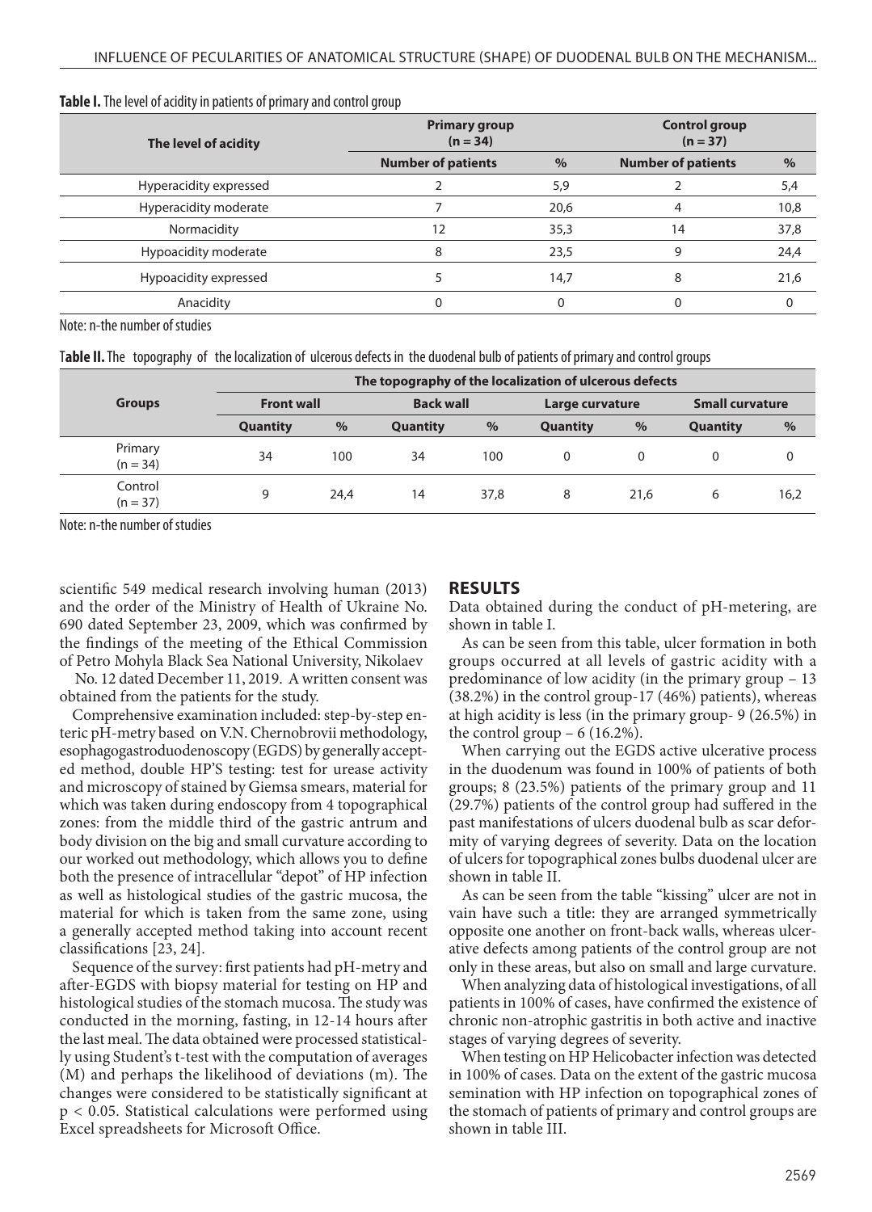**Table I.** The level of acidity in patients of primary and control group

| The level of acidity | Primary group (n = 34) | | Control group (n = 37) | |
|---|---|---|---|---|
| | Number of patients | % | Number of patients | % |
| Hyperacidity expressed | 2 | 5,9 | 2 | 5,4 |
| Hyperacidity moderate | 7 | 20,6 | 4 | 10,8 |
| Normacidity | 12 | 35,3 | 14 | 37,8 |
| Hypoacidity moderate | 8 | 23,5 | 9 | 24,4 |
| Hypoacidity expressed | 5 | 14,7 | 8 | 21,6 |
| Anacidity | 0 | 0 | 0 | 0 |

Note: n-the number of studies

**Table II.** The topography of the localization of ulcerous defects in the duodenal bulb of patients of primary and control groups

| Groups | The topography of the localization of ulcerous defects | | | | | | | |
|---|---|---|---|---|---|---|---|---|
| | Front wall | | Back wall | | Large curvature | | Small curvature | |
| | Quantity | % | Quantity | % | Quantity | % | Quantity | % |
| Primary (n = 34) | 34 | 100 | 34 | 100 | 0 | 0 | 0 | 0 |
| Control (n = 37) | 9 | 24,4 | 14 | 37,8 | 8 | 21,6 | 6 | 16,2 |

Note: n-the number of studies

scientific 549 medical research involving human (2013) and the order of the Ministry of Health of Ukraine No. 690 dated September 23, 2009, which was confirmed by the findings of the meeting of the Ethical Commission of Petro Mohyla Black Sea National University, Nikolaev No. 12 dated December 11, 2019. A written consent was obtained from the patients for the study.

Comprehensive examination included: step-by-step enteric pH-metry based on V.N. Chernobrovii methodology, esophagogastroduodenoscopy (EGDS) by generally accepted method, double HP'S testing: test for urease activity and microscopy of stained by Giemsa smears, material for which was taken during endoscopy from 4 topographical zones: from the middle third of the gastric antrum and body division on the big and small curvature according to our worked out methodology, which allows you to define both the presence of intracellular "depot" of HP infection as well as histological studies of the gastric mucosa, the material for which is taken from the same zone, using a generally accepted method taking into account recent classifications [23, 24].

Sequence of the survey: first patients had pH-metry and after-EGDS with biopsy material for testing on HP and histological studies of the stomach mucosa. The study was conducted in the morning, fasting, in 12-14 hours after the last meal. The data obtained were processed statistically using Student's t-test with the computation of averages (M) and perhaps the likelihood of deviations (m). The changes were considered to be statistically significant at $p < 0.05$. Statistical calculations were performed using Excel spreadsheets for Microsoft Office.

## RESULTS

Data obtained during the conduct of pH-metering, are shown in table I.

As can be seen from this table, ulcer formation in both groups occurred at all levels of gastric acidity with a predominance of low acidity (in the primary group – 13 (38.2%) in the control group-17 (46%) patients), whereas at high acidity is less (in the primary group- 9 (26.5%) in the control group – 6 (16.2%).

When carrying out the EGDS active ulcerative process in the duodenum was found in 100% of patients of both groups; 8 (23.5%) patients of the primary group and 11 (29.7%) patients of the control group had suffered in the past manifestations of ulcers duodenal bulb as scar deformity of varying degrees of severity. Data on the location of ulcers for topographical zones bulbs duodenal ulcer are shown in table II.

As can be seen from the table "kissing" ulcer are not in vain have such a title: they are arranged symmetrically opposite one another on front-back walls, whereas ulcerative defects among patients of the control group are not only in these areas, but also on small and large curvature.

When analyzing data of histological investigations, of all patients in 100% of cases, have confirmed the existence of chronic non-atrophic gastritis in both active and inactive stages of varying degrees of severity.

When testing on HP Helicobacter infection was detected in 100% of cases. Data on the extent of the gastric mucosa semination with HP infection on topographical zones of the stomach of patients of primary and control groups are shown in table III.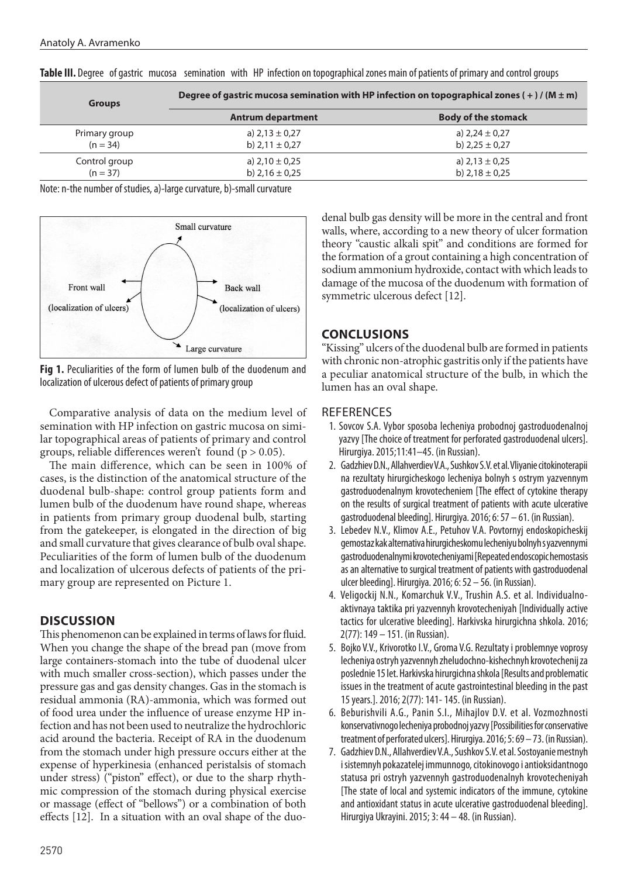**Table III.** Degree of gastric mucosa semination with HP infection on topographical zones main of patients of primary and control groups

| Groups | Degree of gastric mucosa semination with HP infection on topographical zones ( + ) / (M ± m) | |
|---|---|---|
| | **Antrum department** | **Body of the stomack** |
| Primary group (n = 34) | a) 2,13 ± 0,27<br>b) 2,11 ± 0,27 | a) 2,24 ± 0,27<br>b) 2,25 ± 0,27 |
| Control group (n = 37) | a) 2,10 ± 0,25<br>b) 2,16 ± 0,25 | a) 2,13 ± 0,25<br>b) 2,18 ± 0,25 |

Note: n-the number of studies, a)-large curvature, b)-small curvature

**Fig 1.** Peculiarities of the form of lumen bulb of the duodenum and localization of ulcerous defect of patients of primary group

Comparative analysis of data on the medium level of semination with HP infection on gastric mucosa on similar topographical areas of patients of primary and control groups, reliable differences weren't found ($p > 0.05$).

The main difference, which can be seen in 100% of cases, is the distinction of the anatomical structure of the duodenal bulb-shape: control group patients form and lumen bulb of the duodenum have round shape, whereas in patients from primary group duodenal bulb, starting from the gatekeeper, is elongated in the direction of big and small curvature that gives clearance of bulb oval shape. Peculiarities of the form of lumen bulb of the duodenum and localization of ulcerous defects of patients of the primary group are represented on Picture 1.

## DISCUSSION

This phenomenon can be explained in terms of laws for fluid. When you change the shape of the bread pan (move from large containers-stomach into the tube of duodenal ulcer with much smaller cross-section), which passes under the pressure gas and gas density changes. Gas in the stomach is residual ammonia (RA)-ammonia, which was formed out of food urea under the influence of urease enzyme HP infection and has not been used to neutralize the hydrochloric acid around the bacteria. Receipt of RA in the duodenum from the stomach under high pressure occurs either at the expense of hyperkinesia (enhanced peristalsis of stomach under stress) ("piston" effect), or due to the sharp rhythmic compression of the stomach during physical exercise or massage (effect of "bellows") or a combination of both effects [12]. In a situation with an oval shape of the duodenal bulb gas density will be more in the central and front walls, where, according to a new theory of ulcer formation theory "caustic alkali spit" and conditions are formed for the formation of a grout containing a high concentration of sodium ammonium hydroxide, contact with which leads to damage of the mucosa of the duodenum with formation of symmetric ulcerous defect [12].

## CONCLUSIONS

"Kissing" ulcers of the duodenal bulb are formed in patients with chronic non-atrophic gastritis only if the patients have a peculiar anatomical structure of the bulb, in which the lumen has an oval shape.

## REFERENCES

1. Sovcov S.A. Vybor sposoba lecheniya probodnoj gastroduodenalnoj yazvy [The choice of treatment for perforated gastroduodenal ulcers]. Hirurgiya. 2015;11:41–45. (in Russian).
2. Gadzhiev D.N., Allahverdiev V.A., Sushkov S.V. et al. Vliyanie citokinoterapii na rezultaty hirurgicheskogo lecheniya bolnyh s ostrym yazvennym gastroduodenalnym krovotecheniem [The effect of cytokine therapy on the results of surgical treatment of patients with acute ulcerative gastroduodenal bleeding]. Hirurgiya. 2016; 6: 57 – 61. (in Russian).
3. Lebedev N.V., Klimov A.E., Petuhov V.A. Povtornyj endoskopicheskij gemostaz kak alternativa hirurgicheskomu lecheniyu bolnyh s yazvennymi gastroduodenalnymi krovotecheniyami [Repeated endoscopic hemostasis as an alternative to surgical treatment of patients with gastroduodenal ulcer bleeding]. Hirurgiya. 2016; 6: 52 – 56. (in Russian).
4. Veligockij N.N., Komarchuk V.V., Trushin A.S. et al. Individualno-aktivnaya taktika pri yazvennyh krovotecheniyah [Individually active tactics for ulcerative bleeding]. Harkivska hirurgichna shkola. 2016; 2(77): 149 – 151. (in Russian).
5. Bojko V.V., Krivorotko I.V., Groma V.G. Rezultaty i problemnye voprosy lecheniya ostryh yazvennyh zheludochno-kishechnyh krovotechenij za poslednie 15 let. Harkivska hirurgichna shkola [Results and problematic issues in the treatment of acute gastrointestinal bleeding in the past 15 years.]. 2016; 2(77): 141- 145. (in Russian).
6. Beburishvili A.G., Panin S.I., Mihajlov D.V. et al. Vozmozhnosti konservativnogo lecheniya probodnoj yazvy [Possibilities for conservative treatment of perforated ulcers]. Hirurgiya. 2016; 5: 69 – 73. (in Russian).
7. Gadzhiev D.N., Allahverdiev V.A., Sushkov S.V. et al. Sostoyanie mestnyh i sistemnyh pokazatelej immunnogo, citokinovogo i antioksidantnogo statusa pri ostryh yazvennyh gastroduodenalnyh krovotecheniyah [The state of local and systemic indicators of the immune, cytokine and antioxidant status in acute ulcerative gastroduodenal bleeding]. Hirurgiya Ukrayini. 2015; 3: 44 – 48. (in Russian).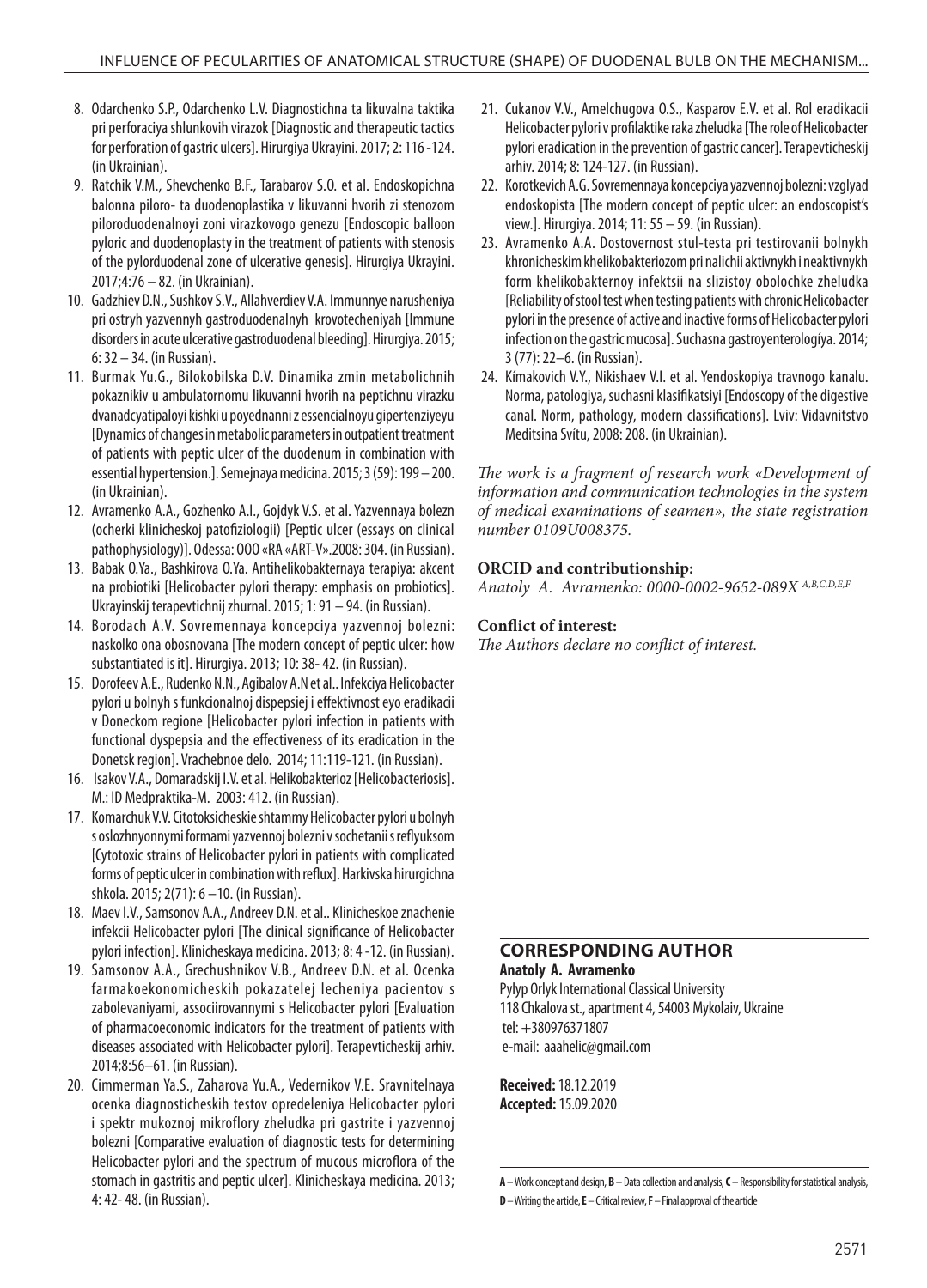8. Odarchenko S.P., Odarchenko L.V. Diagnostichna ta likuvalna taktika pri perforaciya shlunkovih virazok [Diagnostic and therapeutic tactics for perforation of gastric ulcers]. Hirurgiya Ukrayini. 2017; 2: 116 -124. (in Ukrainian).
9. Ratchik V.M., Shevchenko B.F., Tarabarov S.O. et al. Endoskopichna balonna piloro- ta duodenoplastika v likuvanni hvorih zi stenozom piloroduodenalnoyi zoni virazkovogo genezu [Endoscopic balloon pyloric and duodenoplasty in the treatment of patients with stenosis of the pylorduodenal zone of ulcerative genesis]. Hirurgiya Ukrayini. 2017;4:76 – 82. (in Ukrainian).
10. Gadzhiev D.N., Sushkov S.V., Allahverdiev V.A. Immunnye narusheniya pri ostryh yazvennyh gastroduodenalnyh krovotecheniyah [Immune disorders in acute ulcerative gastroduodenal bleeding]. Hirurgiya. 2015; 6: 32 – 34. (in Russian).
11. Burmak Yu.G., Bilokobilska D.V. Dinamika zmin metabolichnih pokaznikiv u ambulatornomu likuvanni hvorih na peptichnu virazku dvanadcyatipaloyi kishki u poyednanni z essencialnoyu gipertenziyeyu [Dynamics of changes in metabolic parameters in outpatient treatment of patients with peptic ulcer of the duodenum in combination with essential hypertension.]. Semejnaya medicina. 2015; 3 (59): 199 – 200. (in Ukrainian).
12. Avramenko A.A., Gozhenko A.I., Gojdyk V.S. et al. Yazvennaya bolezn (ocherki klinicheskoj patofiziologii) [Peptic ulcer (essays on clinical pathophysiology)]. Odessa: OOO «RA «ART-V».2008: 304. (in Russian).
13. Babak O.Ya., Bashkirova O.Ya. Antihelikobakternaya terapiya: akcent na probiotiki [Helicobacter pylori therapy: emphasis on probiotics]. Ukrayinskij terapevtichnij zhurnal. 2015; 1: 91 – 94. (in Russian).
14. Borodach A.V. Sovremennaya koncepciya yazvennoj bolezni: naskolko ona obosnovana [The modern concept of peptic ulcer: how substantiated is it]. Hirurgiya. 2013; 10: 38- 42. (in Russian).
15. Dorofeev A.E., Rudenko N.N., Agibalov A.N et al.. Infekciya Helicobacter pylori u bolnyh s funkcionalnoj dispepsiej i effektivnost eyo eradikacii v Doneckom regione [Helicobacter pylori infection in patients with functional dyspepsia and the effectiveness of its eradication in the Donetsk region]. Vrachebnoe delo. 2014; 11:119-121. (in Russian).
16. Isakov V.A., Domaradskij I.V. et al. Helikobakterioz [Helicobacteriosis]. M.: ID Medpraktika-M. 2003: 412. (in Russian).
17. Komarchuk V.V. Citotoksicheskie shtammy Helicobacter pylori u bolnyh s oslozhnyonnymi formami yazvennoj bolezni v sochetanii s reflyuksom [Cytotoxic strains of Helicobacter pylori in patients with complicated forms of peptic ulcer in combination with reflux]. Harkivska hirurgichna shkola. 2015; 2(71): 6 –10. (in Russian).
18. Maev I.V., Samsonov A.A., Andreev D.N. et al.. Klinicheskoe znachenie infekcii Helicobacter pylori [The clinical significance of Helicobacter pylori infection]. Klinicheskaya medicina. 2013; 8: 4 -12. (in Russian).
19. Samsonov A.A., Grechushnikov V.B., Andreev D.N. et al. Ocenka farmakoekonomicheskih pokazatelej lecheniya pacientov s zabolevaniyami, associirovannymi s Helicobacter pylori [Evaluation of pharmacoeconomic indicators for the treatment of patients with diseases associated with Helicobacter pylori]. Terapevticheskij arhiv. 2014;8:56–61. (in Russian).
20. Cimmerman Ya.S., Zaharova Yu.A., Vedernikov V.E. Sravnitelnaya ocenka diagnosticheskih testov opredeleniya Helicobacter pylori i spektr mukoznoj mikroflory zheludka pri gastrite i yazvennoj bolezni [Comparative evaluation of diagnostic tests for determining Helicobacter pylori and the spectrum of mucous microflora of the stomach in gastritis and peptic ulcer]. Klinicheskaya medicina. 2013; 4: 42- 48. (in Russian).
21. Cukanov V.V., Amelchugova O.S., Kasparov E.V. et al. Rol eradikacii Helicobacter pylori v profilaktike raka zheludka [The role of Helicobacter pylori eradication in the prevention of gastric cancer]. Terapevticheskij arhiv. 2014; 8: 124-127. (in Russian).
22. Korotkevich A.G. Sovremennaya koncepciya yazvennoj bolezni: vzglyad endoskopista [The modern concept of peptic ulcer: an endoscopist's view.]. Hirurgiya. 2014; 11: 55 – 59. (in Russian).
23. Avramenko A.A. Dostovernost stul-testa pri testirovanii bolnykh khronicheskim khelikobakteriozom pri nalichii aktivnykh i neaktivnykh form khelikobakternoy infektsii na slizistoy obolochke zheludka [Reliability of stool test when testing patients with chronic Helicobacter pylori in the presence of active and inactive forms of Helicobacter pylori infection on the gastric mucosa]. Suchasna gastroyenterologíya. 2014; 3 (77): 22–6. (in Russian).
24. Kímakovich V.Y., Nikishaev V.I. et al. Yendoskopiya travnogo kanalu. Norma, patologiya, suchasni klasifikatsiyi [Endoscopy of the digestive canal. Norm, pathology, modern classifications]. Lviv: Vidavnitstvo Meditsina Svítu, 2008: 208. (in Ukrainian).

*The work is a fragment of research work «Development of information and communication technologies in the system of medical examinations of seamen», the state registration number 0109U008375.*

**ORCID and contributionship:**

*Anatoly A. Avramenko: 0000-0002-9652-089X* [A,B,C,D,E,F]

**Conflict of interest:**

*The Authors declare no conflict of interest.*

## CORRESPONDING AUTHOR

**Anatoly A. Avramenko**

Pylyp Orlyk International Classical University
118 Chkalova st., apartment 4, 54003 Mykolaiv, Ukraine
tel: +380976371807
e-mail: aaahelic@gmail.com

**Received:** 18.12.2019
**Accepted:** 15.09.2020

**A** – Work concept and design, **B** – Data collection and analysis, **C** – Responsibility for statistical analysis, **D** – Writing the article, **E** – Critical review, **F** – Final approval of the article